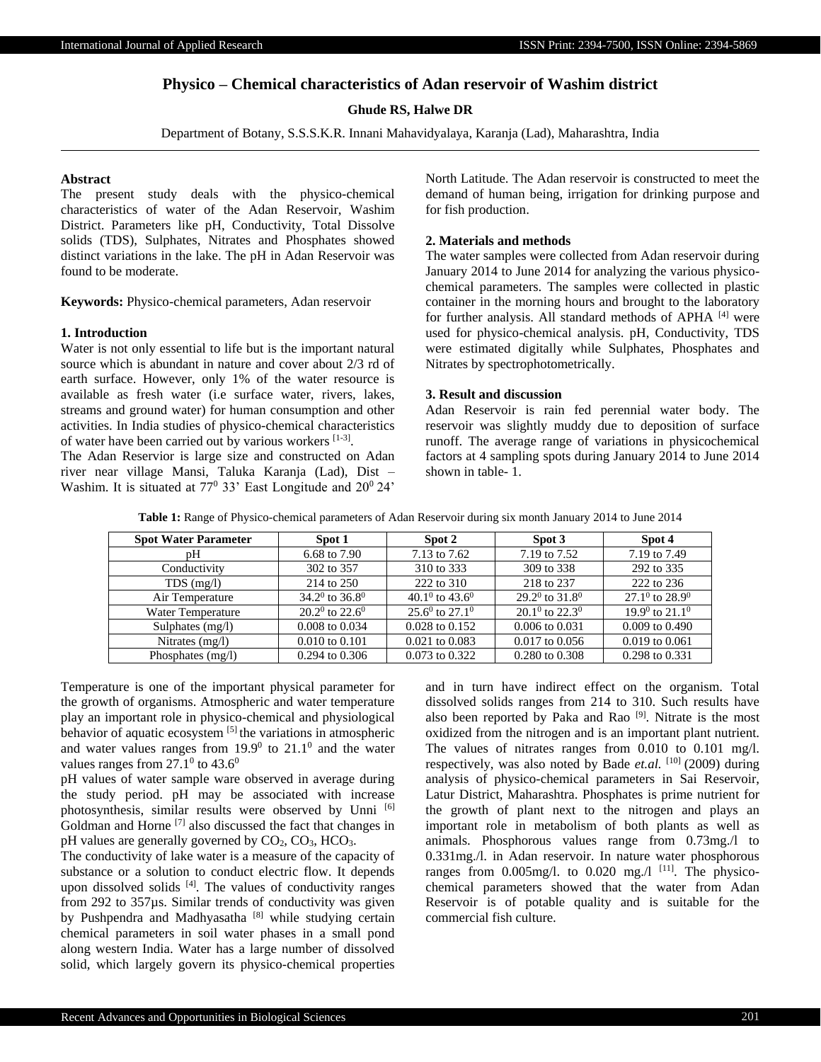# Physico – Chemical characteristics of Adan reservoir of Washim district

**Ghude RS, Halwe DR**

Department of Botany, S.S.S.K.R. Innani Mahavidyalaya, Karanja (Lad), Maharashtra, India

## Abstract

The present study deals with the physico-chemical characteristics of water of the Adan Reservoir, Washim District. Parameters like pH, Conductivity, Total Dissolve solids (TDS), Sulphates, Nitrates and Phosphates showed distinct variations in the lake. The pH in Adan Reservoir was found to be moderate.

**Keywords:** Physico-chemical parameters, Adan reservoir

## 1. Introduction

Water is not only essential to life but is the important natural source which is abundant in nature and cover about 2/3 rd of earth surface. However, only 1% of the water resource is available as fresh water (i.e surface water, rivers, lakes, streams and ground water) for human consumption and other activities. In India studies of physico-chemical characteristics of water have been carried out by various workers [1-3].

The Adan Reservior is large size and constructed on Adan river near village Mansi, Taluka Karanja (Lad), Dist – Washim. It is situated at $77^0$ 33' East Longitude and $20^0$ 24' North Latitude. The Adan reservoir is constructed to meet the demand of human being, irrigation for drinking purpose and for fish production.

## 2. Materials and methods

The water samples were collected from Adan reservoir during January 2014 to June 2014 for analyzing the various physico-chemical parameters. The samples were collected in plastic container in the morning hours and brought to the laboratory for further analysis. All standard methods of APHA [4] were used for physico-chemical analysis. pH, Conductivity, TDS were estimated digitally while Sulphates, Phosphates and Nitrates by spectrophotometrically.

## 3. Result and discussion

Adan Reservoir is rain fed perennial water body. The reservoir was slightly muddy due to deposition of surface runoff. The average range of variations in physicochemical factors at 4 sampling spots during January 2014 to June 2014 shown in table- 1.

**Table 1:** Range of Physico-chemical parameters of Adan Reservoir during six month January 2014 to June 2014

| Spot Water Parameter | Spot 1 | Spot 2 | Spot 3 | Spot 4 |
|---|---|---|---|---|
| pH | 6.68 to 7.90 | 7.13 to 7.62 | 7.19 to 7.52 | 7.19 to 7.49 |
| Conductivity | 302 to 357 | 310 to 333 | 309 to 338 | 292 to 335 |
| TDS (mg/l) | 214 to 250 | 222 to 310 | 218 to 237 | 222 to 236 |
| Air Temperature | $34.2^0$ to $36.8^0$ | $40.1^0$ to $43.6^0$ | $29.2^0$ to $31.8^0$ | $27.1^0$ to $28.9^0$ |
| Water Temperature | $20.2^0$ to $22.6^0$ | $25.6^0$ to $27.1^0$ | $20.1^0$ to $22.3^0$ | $19.9^0$ to $21.1^0$ |
| Sulphates (mg/l) | 0.008 to 0.034 | 0.028 to 0.152 | 0.006 to 0.031 | 0.009 to 0.490 |
| Nitrates (mg/l) | 0.010 to 0.101 | 0.021 to 0.083 | 0.017 to 0.056 | 0.019 to 0.061 |
| Phosphates (mg/l) | 0.294 to 0.306 | 0.073 to 0.322 | 0.280 to 0.308 | 0.298 to 0.331 |

Temperature is one of the important physical parameter for the growth of organisms. Atmospheric and water temperature play an important role in physico-chemical and physiological behavior of aquatic ecosystem [5] the variations in atmospheric and water values ranges from $19.9^0$ to $21.1^0$ and the water values ranges from $27.1^0$ to $43.6^0$

pH values of water sample ware observed in average during the study period. pH may be associated with increase photosynthesis, similar results were observed by Unni [6] Goldman and Horne [7] also discussed the fact that changes in pH values are generally governed by $CO_2$, $CO_3$, $HCO_3$.

The conductivity of lake water is a measure of the capacity of substance or a solution to conduct electric flow. It depends upon dissolved solids [4]. The values of conductivity ranges from 292 to 357µs. Similar trends of conductivity was given by Pushpendra and Madhyasatha [8] while studying certain chemical parameters in soil water phases in a small pond along western India. Water has a large number of dissolved solid, which largely govern its physico-chemical properties and in turn have indirect effect on the organism. Total dissolved solids ranges from 214 to 310. Such results have also been reported by Paka and Rao [9]. Nitrate is the most oxidized from the nitrogen and is an important plant nutrient. The values of nitrates ranges from 0.010 to 0.101 mg/l. respectively, was also noted by Bade *et.al.* [10] (2009) during analysis of physico-chemical parameters in Sai Reservoir, Latur District, Maharashtra. Phosphates is prime nutrient for the growth of plant next to the nitrogen and plays an important role in metabolism of both plants as well as animals. Phosphorous values range from 0.73mg./l to 0.331mg./l. in Adan reservoir. In nature water phosphorous ranges from 0.005mg/l. to 0.020 mg./l [11]. The physico-chemical parameters showed that the water from Adan Reservoir is of potable quality and is suitable for the commercial fish culture.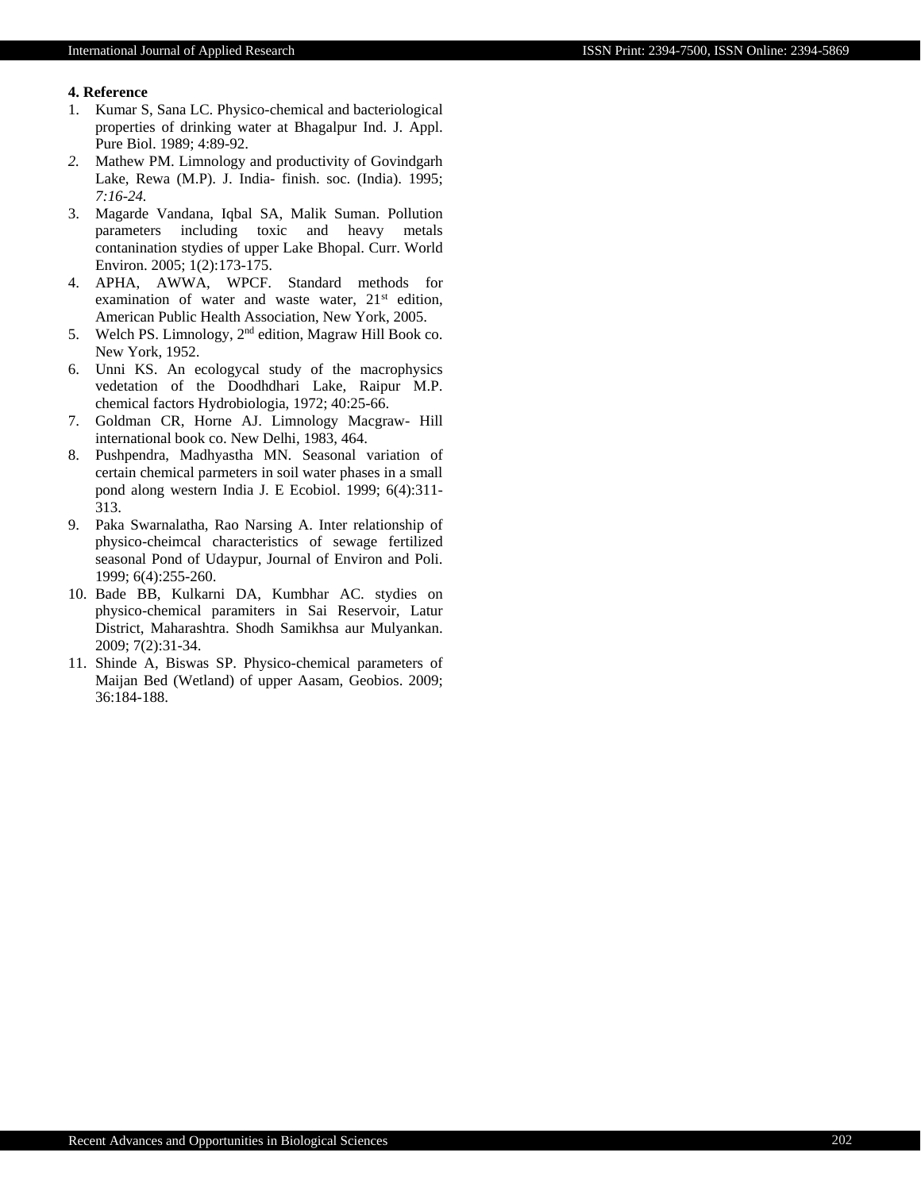### 4. Reference

1. Kumar S, Sana LC. Physico-chemical and bacteriological properties of drinking water at Bhagalpur Ind. J. Appl. Pure Biol. 1989; 4:89-92.
2. Mathew PM. Limnology and productivity of Govindgarh Lake, Rewa (M.P). J. India- finish. soc. (India). 1995; *7:16-24.*
3. Magarde Vandana, Iqbal SA, Malik Suman. Pollution parameters including toxic and heavy metals contanination stydies of upper Lake Bhopal. Curr. World Environ. 2005; 1(2):173-175.
4. APHA, AWWA, WPCF. Standard methods for examination of water and waste water, 21st edition, American Public Health Association, New York, 2005.
5. Welch PS. Limnology, 2nd edition, Magraw Hill Book co. New York, 1952.
6. Unni KS. An ecologycal study of the macrophysics vedetation of the Doodhdhari Lake, Raipur M.P. chemical factors Hydrobiologia, 1972; 40:25-66.
7. Goldman CR, Horne AJ. Limnology Macgraw- Hill international book co. New Delhi, 1983, 464.
8. Pushpendra, Madhyastha MN. Seasonal variation of certain chemical parmeters in soil water phases in a small pond along western India J. E Ecobiol. 1999; 6(4):311-313.
9. Paka Swarnalatha, Rao Narsing A. Inter relationship of physico-cheimcal characteristics of sewage fertilized seasonal Pond of Udaypur, Journal of Environ and Poli. 1999; 6(4):255-260.
10. Bade BB, Kulkarni DA, Kumbhar AC. stydies on physico-chemical paramiters in Sai Reservoir, Latur District, Maharashtra. Shodh Samikhsa aur Mulyankan. 2009; 7(2):31-34.
11. Shinde A, Biswas SP. Physico-chemical parameters of Maijan Bed (Wetland) of upper Aasam, Geobios. 2009; 36:184-188.